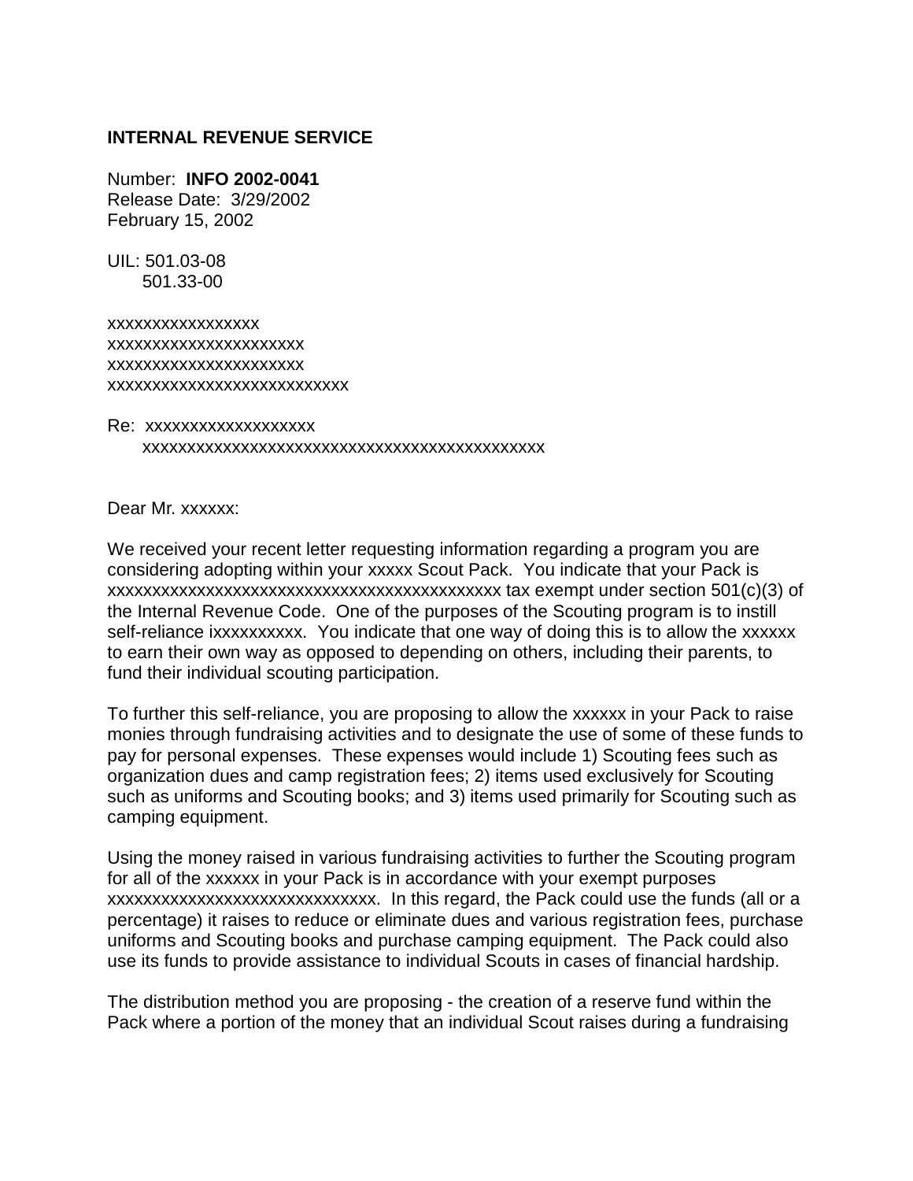**INTERNAL REVENUE SERVICE**

Number: **INFO 2002-0041**
Release Date: 3/29/2002
February 15, 2002

UIL: 501.03-08
501.33-00

xxxxxxxxxxxxxxxxx
xxxxxxxxxxxxxxxxxxxxxx
xxxxxxxxxxxxxxxxxxxxxx
xxxxxxxxxxxxxxxxxxxxxxxxxx

Re: xxxxxxxxxxxxxxxxxxx
xxxxxxxxxxxxxxxxxxxxxxxxxxxxxxxxxxxxxxxxxxxxxx

Dear Mr. xxxxxx:

We received your recent letter requesting information regarding a program you are considering adopting within your xxxxx Scout Pack. You indicate that your Pack is xxxxxxxxxxxxxxxxxxxxxxxxxxxxxxxxxxxxxxxxxxxx tax exempt under section 501(c)(3) of the Internal Revenue Code. One of the purposes of the Scouting program is to instill self-reliance ixxxxxxxxxx. You indicate that one way of doing this is to allow the xxxxxx to earn their own way as opposed to depending on others, including their parents, to fund their individual scouting participation.

To further this self-reliance, you are proposing to allow the xxxxxx in your Pack to raise monies through fundraising activities and to designate the use of some of these funds to pay for personal expenses. These expenses would include 1) Scouting fees such as organization dues and camp registration fees; 2) items used exclusively for Scouting such as uniforms and Scouting books; and 3) items used primarily for Scouting such as camping equipment.

Using the money raised in various fundraising activities to further the Scouting program for all of the xxxxxx in your Pack is in accordance with your exempt purposes xxxxxxxxxxxxxxxxxxxxxxxxxxxxxx. In this regard, the Pack could use the funds (all or a percentage) it raises to reduce or eliminate dues and various registration fees, purchase uniforms and Scouting books and purchase camping equipment. The Pack could also use its funds to provide assistance to individual Scouts in cases of financial hardship.

The distribution method you are proposing - the creation of a reserve fund within the Pack where a portion of the money that an individual Scout raises during a fundraising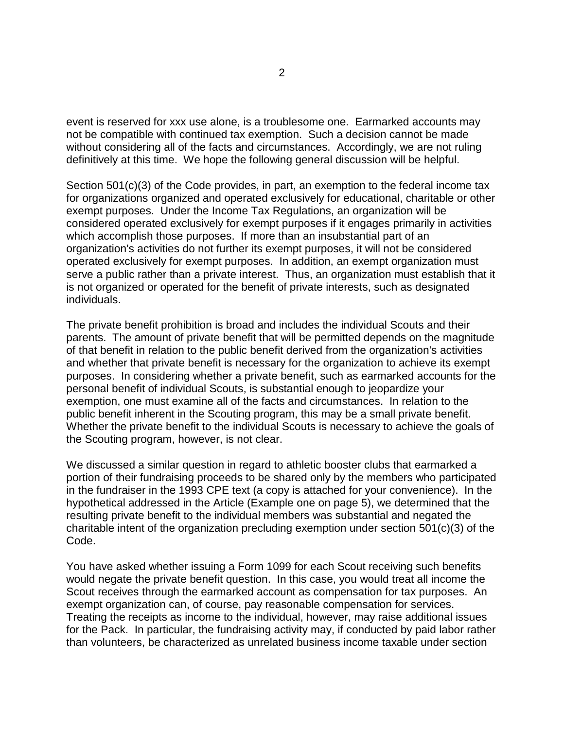event is reserved for xxx use alone, is a troublesome one. Earmarked accounts may not be compatible with continued tax exemption. Such a decision cannot be made without considering all of the facts and circumstances. Accordingly, we are not ruling definitively at this time. We hope the following general discussion will be helpful.

Section 501(c)(3) of the Code provides, in part, an exemption to the federal income tax for organizations organized and operated exclusively for educational, charitable or other exempt purposes. Under the Income Tax Regulations, an organization will be considered operated exclusively for exempt purposes if it engages primarily in activities which accomplish those purposes. If more than an insubstantial part of an organization's activities do not further its exempt purposes, it will not be considered operated exclusively for exempt purposes. In addition, an exempt organization must serve a public rather than a private interest. Thus, an organization must establish that it is not organized or operated for the benefit of private interests, such as designated individuals.

The private benefit prohibition is broad and includes the individual Scouts and their parents. The amount of private benefit that will be permitted depends on the magnitude of that benefit in relation to the public benefit derived from the organization's activities and whether that private benefit is necessary for the organization to achieve its exempt purposes. In considering whether a private benefit, such as earmarked accounts for the personal benefit of individual Scouts, is substantial enough to jeopardize your exemption, one must examine all of the facts and circumstances. In relation to the public benefit inherent in the Scouting program, this may be a small private benefit. Whether the private benefit to the individual Scouts is necessary to achieve the goals of the Scouting program, however, is not clear.

We discussed a similar question in regard to athletic booster clubs that earmarked a portion of their fundraising proceeds to be shared only by the members who participated in the fundraiser in the 1993 CPE text (a copy is attached for your convenience). In the hypothetical addressed in the Article (Example one on page 5), we determined that the resulting private benefit to the individual members was substantial and negated the charitable intent of the organization precluding exemption under section 501(c)(3) of the Code.

You have asked whether issuing a Form 1099 for each Scout receiving such benefits would negate the private benefit question. In this case, you would treat all income the Scout receives through the earmarked account as compensation for tax purposes. An exempt organization can, of course, pay reasonable compensation for services. Treating the receipts as income to the individual, however, may raise additional issues for the Pack. In particular, the fundraising activity may, if conducted by paid labor rather than volunteers, be characterized as unrelated business income taxable under section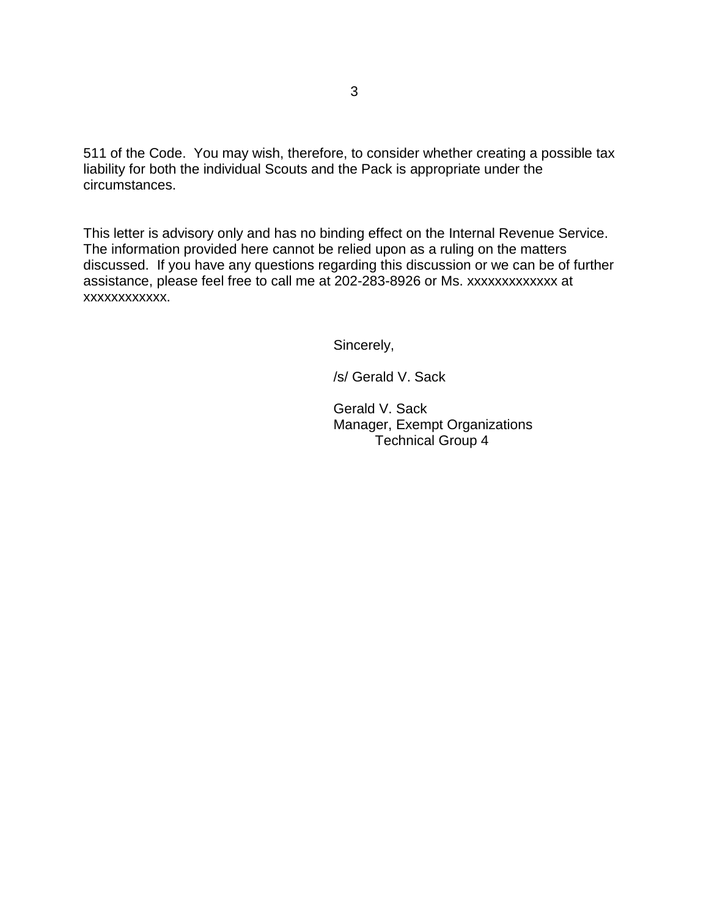511 of the Code. You may wish, therefore, to consider whether creating a possible tax liability for both the individual Scouts and the Pack is appropriate under the circumstances.

This letter is advisory only and has no binding effect on the Internal Revenue Service. The information provided here cannot be relied upon as a ruling on the matters discussed. If you have any questions regarding this discussion or we can be of further assistance, please feel free to call me at 202-283-8926 or Ms. xxxxxxxxxxxxx at xxxxxxxxxxxx.

Sincerely,

/s/ Gerald V. Sack

Gerald V. Sack
Manager, Exempt Organizations
Technical Group 4